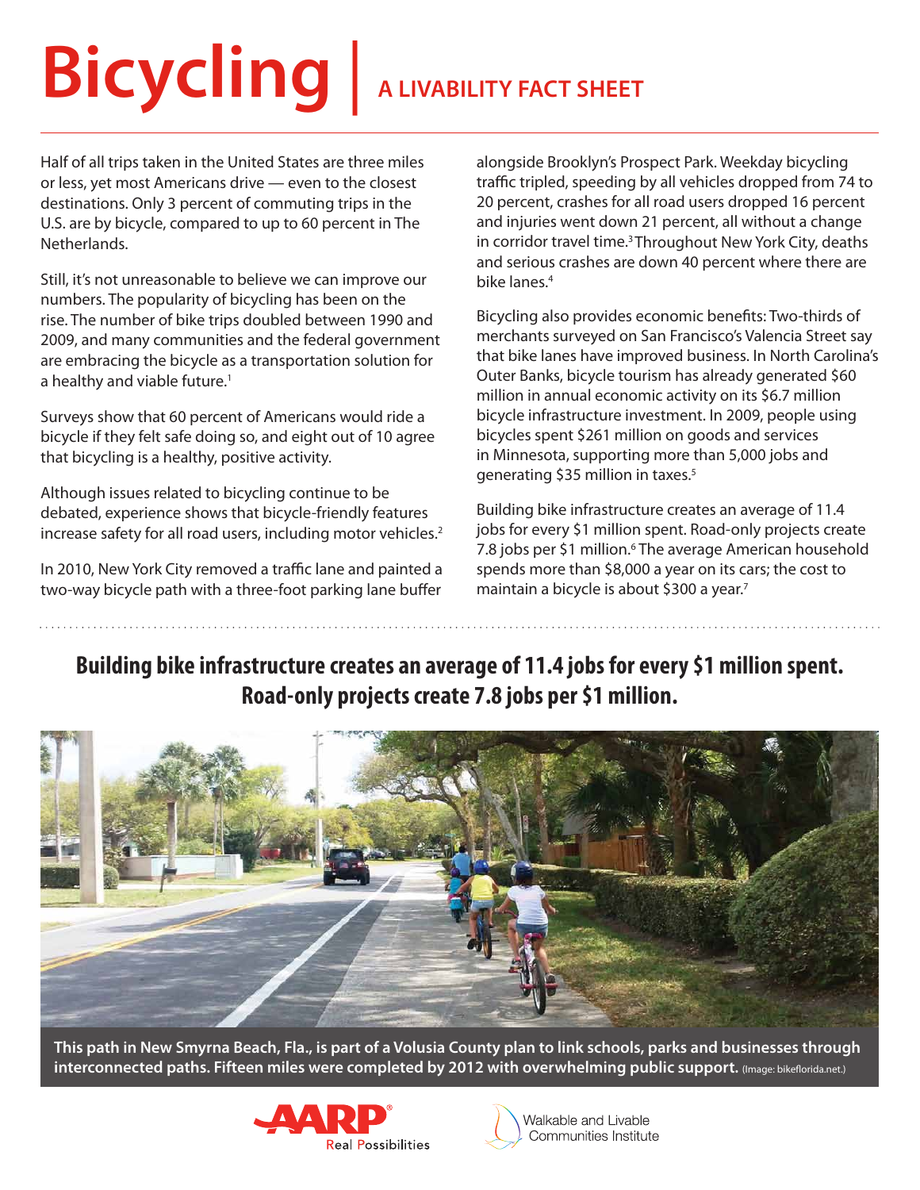# Bicycling | A LIVABILITY FACT SHEET

Half of all trips taken in the United States are three miles or less, yet most Americans drive — even to the closest destinations. Only 3 percent of commuting trips in the U.S. are by bicycle, compared to up to 60 percent in The Netherlands.

Still, it's not unreasonable to believe we can improve our numbers. The popularity of bicycling has been on the rise. The number of bike trips doubled between 1990 and 2009, and many communities and the federal government are embracing the bicycle as a transportation solution for a healthy and viable future.[1]

Surveys show that 60 percent of Americans would ride a bicycle if they felt safe doing so, and eight out of 10 agree that bicycling is a healthy, positive activity.

Although issues related to bicycling continue to be debated, experience shows that bicycle-friendly features increase safety for all road users, including motor vehicles.[2]

In 2010, New York City removed a traffic lane and painted a two-way bicycle path with a three-foot parking lane buffer alongside Brooklyn's Prospect Park. Weekday bicycling traffic tripled, speeding by all vehicles dropped from 74 to 20 percent, crashes for all road users dropped 16 percent and injuries went down 21 percent, all without a change in corridor travel time.[3] Throughout New York City, deaths and serious crashes are down 40 percent where there are bike lanes.[4]

Bicycling also provides economic benefits: Two-thirds of merchants surveyed on San Francisco's Valencia Street say that bike lanes have improved business. In North Carolina's Outer Banks, bicycle tourism has already generated $60 million in annual economic activity on its $6.7 million bicycle infrastructure investment. In 2009, people using bicycles spent $261 million on goods and services in Minnesota, supporting more than 5,000 jobs and generating $35 million in taxes.[5]

Building bike infrastructure creates an average of 11.4 jobs for every $1 million spent. Road-only projects create 7.8 jobs per $1 million.[6] The average American household spends more than $8,000 a year on its cars; the cost to maintain a bicycle is about $300 a year.[7]

**Building bike infrastructure creates an average of 11.4 jobs for every $1 million spent. Road-only projects create 7.8 jobs per $1 million.**

**This path in New Smyrna Beach, Fla., is part of a Volusia County plan to link schools, parks and businesses through interconnected paths. Fifteen miles were completed by 2012 with overwhelming public support.** (Image: bikeflorida.net.)

AARP Real Possibilities

Walkable and Livable Communities Institute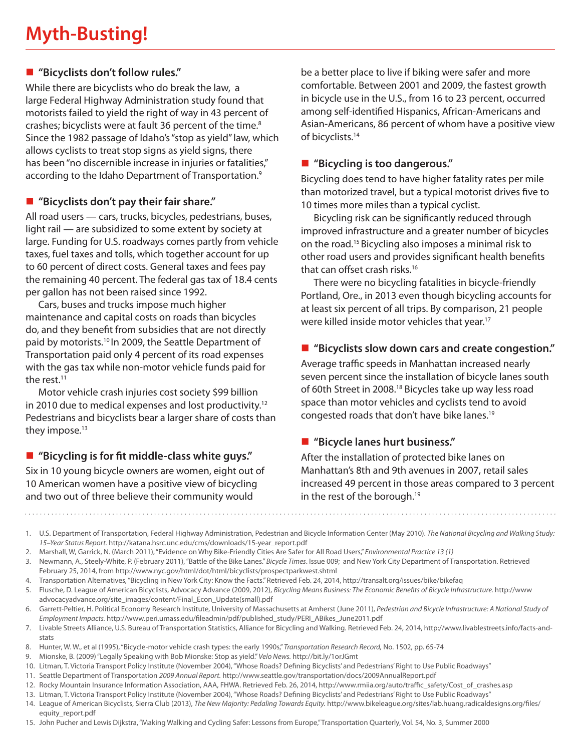# Myth-Busting!

## "Bicyclists don't follow rules."

While there are bicyclists who do break the law, a large Federal Highway Administration study found that motorists failed to yield the right of way in 43 percent of crashes; bicyclists were at fault 36 percent of the time.[8] Since the 1982 passage of Idaho's "stop as yield" law, which allows cyclists to treat stop signs as yield signs, there has been "no discernible increase in injuries or fatalities," according to the Idaho Department of Transportation.[9]

## "Bicyclists don't pay their fair share."

All road users — cars, trucks, bicycles, pedestrians, buses, light rail — are subsidized to some extent by society at large. Funding for U.S. roadways comes partly from vehicle taxes, fuel taxes and tolls, which together account for up to 60 percent of direct costs. General taxes and fees pay the remaining 40 percent. The federal gas tax of 18.4 cents per gallon has not been raised since 1992.

Cars, buses and trucks impose much higher maintenance and capital costs on roads than bicycles do, and they benefit from subsidies that are not directly paid by motorists.[10] In 2009, the Seattle Department of Transportation paid only 4 percent of its road expenses with the gas tax while non-motor vehicle funds paid for the rest.[11]

Motor vehicle crash injuries cost society $99 billion in 2010 due to medical expenses and lost productivity.[12] Pedestrians and bicyclists bear a larger share of costs than they impose.[13]

## "Bicycling is for fit middle-class white guys."

Six in 10 young bicycle owners are women, eight out of 10 American women have a positive view of bicycling and two out of three believe their community would be a better place to live if biking were safer and more comfortable. Between 2001 and 2009, the fastest growth in bicycle use in the U.S., from 16 to 23 percent, occurred among self-identified Hispanics, African-Americans and Asian-Americans, 86 percent of whom have a positive view of bicyclists.[14]

## "Bicycling is too dangerous."

Bicycling does tend to have higher fatality rates per mile than motorized travel, but a typical motorist drives five to 10 times more miles than a typical cyclist.

Bicycling risk can be significantly reduced through improved infrastructure and a greater number of bicycles on the road.[15] Bicycling also imposes a minimal risk to other road users and provides significant health benefits that can offset crash risks.[16]

There were no bicycling fatalities in bicycle-friendly Portland, Ore., in 2013 even though bicycling accounts for at least six percent of all trips. By comparison, 21 people were killed inside motor vehicles that year.[17]

## "Bicyclists slow down cars and create congestion."

Average traffic speeds in Manhattan increased nearly seven percent since the installation of bicycle lanes south of 60th Street in 2008.[18] Bicycles take up way less road space than motor vehicles and cyclists tend to avoid congested roads that don't have bike lanes.[19]

## "Bicycle lanes hurt business."

After the installation of protected bike lanes on Manhattan's 8th and 9th avenues in 2007, retail sales increased 49 percent in those areas compared to 3 percent in the rest of the borough.[19]

---

1. U.S. Department of Transportation, Federal Highway Administration, Pedestrian and Bicycle Information Center (May 2010). *The National Bicycling and Walking Study: 15–Year Status Report.* http://katana.hsrc.unc.edu/cms/downloads/15-year_report.pdf
2. Marshall, W, Garrick, N. (March 2011), "Evidence on Why Bike-Friendly Cities Are Safer for All Road Users," *Environmental Practice 13 (1)*
3. Newmann, A., Steely-White, P. (February 2011), "Battle of the Bike Lanes." *Bicycle Times*. Issue 009; and New York City Department of Transportation. Retrieved February 25, 2014, from http://www.nyc.gov/html/dot/html/bicyclists/prospectparkwest.shtml
4. Transportation Alternatives, "Bicycling in New York City: Know the Facts." Retrieved Feb. 24, 2014, http://transalt.org/issues/bike/bikefaq
5. Flusche, D. League of American Bicyclists, Advocacy Advance (2009, 2012), *Bicycling Means Business: The Economic Benefits of Bicycle Infrastructure.* http://www advocacyadvance.org/site_images/content/Final_Econ_Update(small).pdf
6. Garrett-Peltier, H. Political Economy Research Institute, University of Massachusetts at Amherst (June 2011), *Pedestrian and Bicycle Infrastructure: A National Study of Employment Impacts.* http://www.peri.umass.edu/fileadmin/pdf/published_study/PERI_ABikes_June2011.pdf
7. Livable Streets Alliance, U.S. Bureau of Transportation Statistics, Alliance for Bicycling and Walking. Retrieved Feb. 24, 2014, http://www.livablestreets.info/facts-and-stats
8. Hunter, W. W., et al (1995), "Bicycle-motor vehicle crash types: the early 1990s," *Transportation Research Record,* No. 1502, pp. 65-74
9. Mionske, B. (2009) "Legally Speaking with Bob Mionske: Stop as yield." *Velo News.* http://bit.ly/1orJGmt
10. Litman, T. Victoria Transport Policy Institute (November 2004), "Whose Roads? Defining Bicyclists' and Pedestrians' Right to Use Public Roadways"
11. Seattle Department of Transportation *2009 Annual Report.* http://www.seattle.gov/transportation/docs/2009AnnualReport.pdf
12. Rocky Mountain Insurance Information Association, AAA, FHWA. Retrieved Feb. 26, 2014, http://www.rmiia.org/auto/traffic_safety/Cost_of_crashes.asp
13. Litman, T. Victoria Transport Policy Institute (November 2004), "Whose Roads? Defining Bicyclists' and Pedestrians' Right to Use Public Roadways"
14. League of American Bicyclists, Sierra Club (2013), *The New Majority: Pedaling Towards Equity.* http://www.bikeleague.org/sites/lab.huang.radicaldesigns.org/files/equity_report.pdf
15. John Pucher and Lewis Dijkstra, "Making Walking and Cycling Safer: Lessons from Europe," Transportation Quarterly, Vol. 54, No. 3, Summer 2000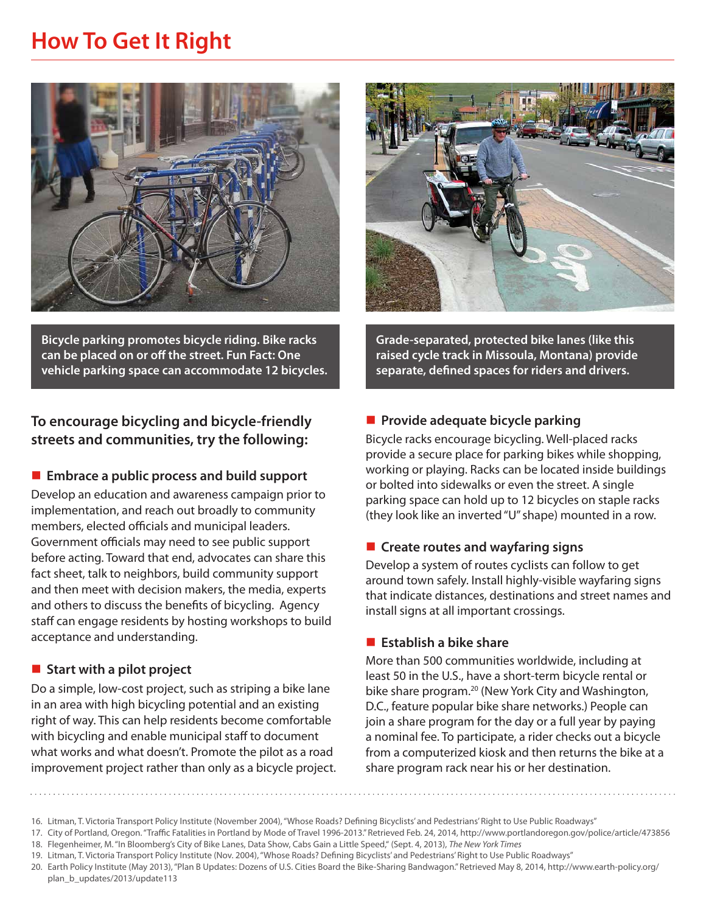# How To Get It Right

Bicycle parking promotes bicycle riding. Bike racks can be placed on or off the street. Fun Fact: One vehicle parking space can accommodate 12 bicycles.

Grade-separated, protected bike lanes (like this raised cycle track in Missoula, Montana) provide separate, defined spaces for riders and drivers.

### To encourage bicycling and bicycle-friendly streets and communities, try the following:

#### Embrace a public process and build support

Develop an education and awareness campaign prior to implementation, and reach out broadly to community members, elected officials and municipal leaders. Government officials may need to see public support before acting. Toward that end, advocates can share this fact sheet, talk to neighbors, build community support and then meet with decision makers, the media, experts and others to discuss the benefits of bicycling. Agency staff can engage residents by hosting workshops to build acceptance and understanding.

#### Start with a pilot project

Do a simple, low-cost project, such as striping a bike lane in an area with high bicycling potential and an existing right of way. This can help residents become comfortable with bicycling and enable municipal staff to document what works and what doesn't. Promote the pilot as a road improvement project rather than only as a bicycle project.

#### Provide adequate bicycle parking

Bicycle racks encourage bicycling. Well-placed racks provide a secure place for parking bikes while shopping, working or playing. Racks can be located inside buildings or bolted into sidewalks or even the street. A single parking space can hold up to 12 bicycles on staple racks (they look like an inverted "U" shape) mounted in a row.

#### Create routes and wayfaring signs

Develop a system of routes cyclists can follow to get around town safely. Install highly-visible wayfaring signs that indicate distances, destinations and street names and install signs at all important crossings.

#### Establish a bike share

More than 500 communities worldwide, including at least 50 in the U.S., have a short-term bicycle rental or bike share program.[20] (New York City and Washington, D.C., feature popular bike share networks.) People can join a share program for the day or a full year by paying a nominal fee. To participate, a rider checks out a bicycle from a computerized kiosk and then returns the bike at a share program rack near his or her destination.

---

16. Litman, T. Victoria Transport Policy Institute (November 2004), "Whose Roads? Defining Bicyclists' and Pedestrians' Right to Use Public Roadways"
17. City of Portland, Oregon. "Traffic Fatalities in Portland by Mode of Travel 1996-2013." Retrieved Feb. 24, 2014, http://www.portlandoregon.gov/police/article/473856
18. Flegenheimer, M. "In Bloomberg's City of Bike Lanes, Data Show, Cabs Gain a Little Speed," (Sept. 4, 2013), *The New York Times*
19. Litman, T. Victoria Transport Policy Institute (Nov. 2004), "Whose Roads? Defining Bicyclists' and Pedestrians' Right to Use Public Roadways"
20. Earth Policy Institute (May 2013), "Plan B Updates: Dozens of U.S. Cities Board the Bike-Sharing Bandwagon." Retrieved May 8, 2014, http://www.earth-policy.org/plan_b_updates/2013/update113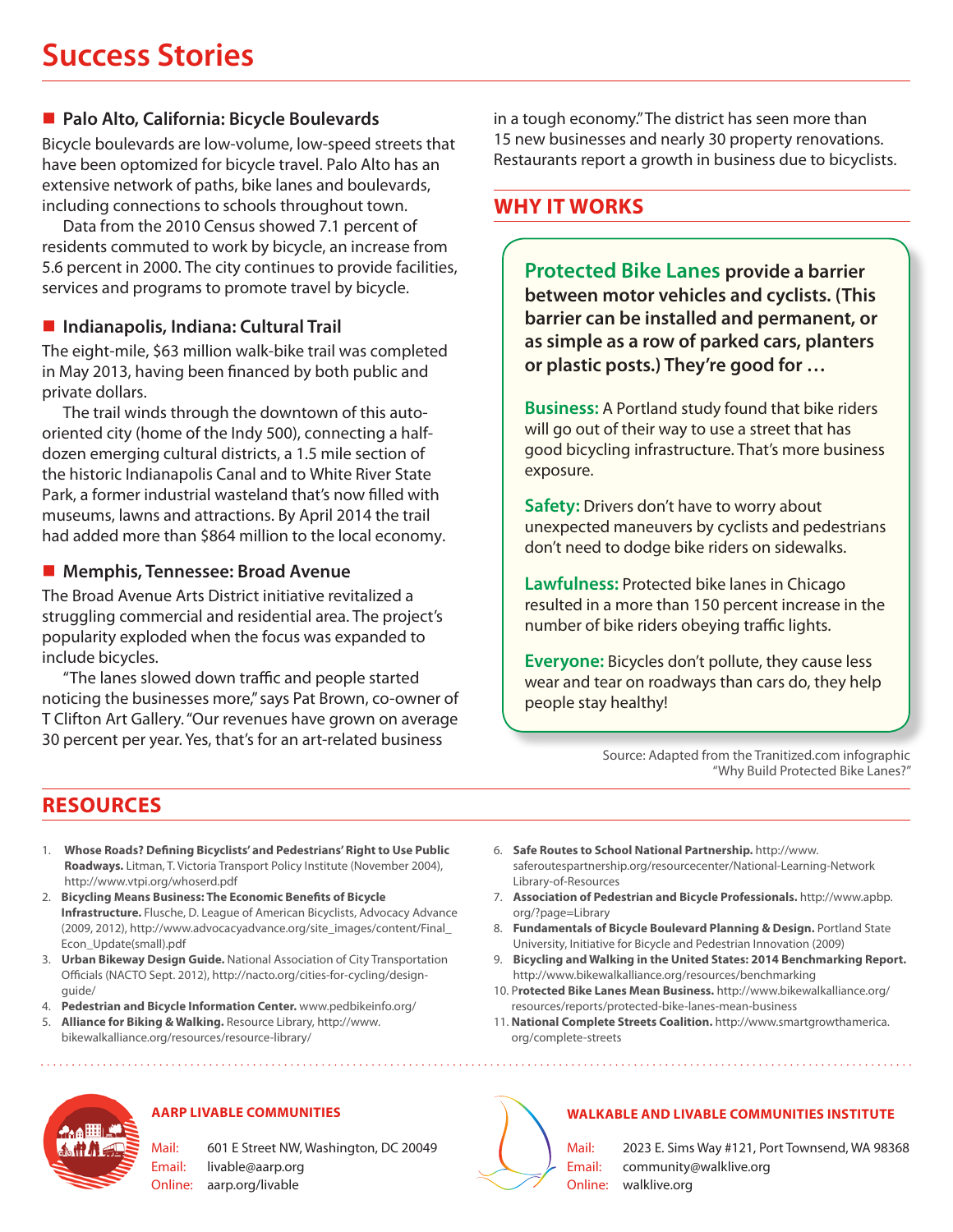# Success Stories

### Palo Alto, California: Bicycle Boulevards

Bicycle boulevards are low-volume, low-speed streets that have been optomized for bicycle travel. Palo Alto has an extensive network of paths, bike lanes and boulevards, including connections to schools throughout town.

Data from the 2010 Census showed 7.1 percent of residents commuted to work by bicycle, an increase from 5.6 percent in 2000. The city continues to provide facilities, services and programs to promote travel by bicycle.

### Indianapolis, Indiana: Cultural Trail

The eight-mile, $63 million walk-bike trail was completed in May 2013, having been financed by both public and private dollars.

The trail winds through the downtown of this auto-oriented city (home of the Indy 500), connecting a half-dozen emerging cultural districts, a 1.5 mile section of the historic Indianapolis Canal and to White River State Park, a former industrial wasteland that's now filled with museums, lawns and attractions. By April 2014 the trail had added more than $864 million to the local economy.

### Memphis, Tennessee: Broad Avenue

The Broad Avenue Arts District initiative revitalized a struggling commercial and residential area. The project's popularity exploded when the focus was expanded to include bicycles.

"The lanes slowed down traffic and people started noticing the businesses more," says Pat Brown, co-owner of T Clifton Art Gallery. "Our revenues have grown on average 30 percent per year. Yes, that's for an art-related business in a tough economy." The district has seen more than 15 new businesses and nearly 30 property renovations. Restaurants report a growth in business due to bicyclists.

## WHY IT WORKS

**Protected Bike Lanes provide a barrier between motor vehicles and cyclists. (This barrier can be installed and permanent, or as simple as a row of parked cars, planters or plastic posts.) They're good for …**

**Business:** A Portland study found that bike riders will go out of their way to use a street that has good bicycling infrastructure. That's more business exposure.

**Safety:** Drivers don't have to worry about unexpected maneuvers by cyclists and pedestrians don't need to dodge bike riders on sidewalks.

**Lawfulness:** Protected bike lanes in Chicago resulted in a more than 150 percent increase in the number of bike riders obeying traffic lights.

**Everyone:** Bicycles don't pollute, they cause less wear and tear on roadways than cars do, they help people stay healthy!

Source: Adapted from the Tranitized.com infographic "Why Build Protected Bike Lanes?"

## RESOURCES

1. **Whose Roads? Defining Bicyclists' and Pedestrians' Right to Use Public Roadways.** Litman, T. Victoria Transport Policy Institute (November 2004), http://www.vtpi.org/whoserd.pdf
2. **Bicycling Means Business: The Economic Benefits of Bicycle Infrastructure.** Flusche, D. League of American Bicyclists, Advocacy Advance (2009, 2012), http://www.advocacyadvance.org/site_images/content/Final_Econ_Update(small).pdf
3. **Urban Bikeway Design Guide.** National Association of City Transportation Officials (NACTO Sept. 2012), http://nacto.org/cities-for-cycling/design-guide/
4. **Pedestrian and Bicycle Information Center.** www.pedbikeinfo.org/
5. **Alliance for Biking & Walking.** Resource Library, http://www.bikewalkalliance.org/resources/resource-library/
6. **Safe Routes to School National Partnership.** http://www.saferoutespartnership.org/resourcecenter/National-Learning-Network Library-of-Resources
7. **Association of Pedestrian and Bicycle Professionals.** http://www.apbp.org/?page=Library
8. **Fundamentals of Bicycle Boulevard Planning & Design.** Portland State University, Initiative for Bicycle and Pedestrian Innovation (2009)
9. **Bicycling and Walking in the United States: 2014 Benchmarking Report.** http://www.bikewalkalliance.org/resources/benchmarking
10. **Protected Bike Lanes Mean Business.** http://www.bikewalkalliance.org/resources/reports/protected-bike-lanes-mean-business
11. **National Complete Streets Coalition.** http://www.smartgrowthamerica.org/complete-streets

**AARP LIVABLE COMMUNITIES**

Mail: 601 E Street NW, Washington, DC 20049
Email: livable@aarp.org
Online: aarp.org/livable

**WALKABLE AND LIVABLE COMMUNITIES INSTITUTE**

Mail: 2023 E. Sims Way #121, Port Townsend, WA 98368
Email: community@walklive.org
Online: walklive.org